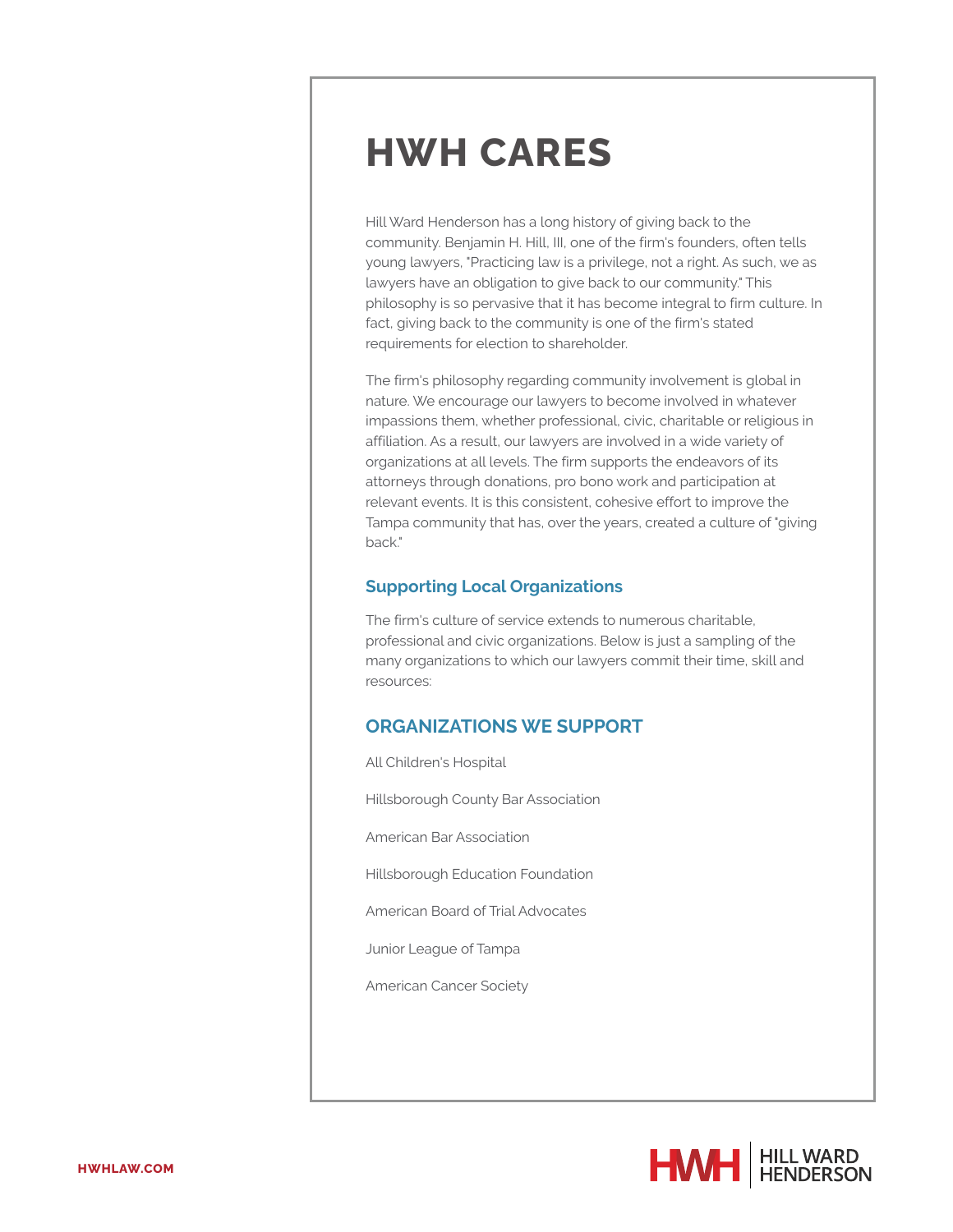# HWH CARES

Hill Ward Henderson has a long history of giving back to the community. Benjamin H. Hill, III, one of the firm's founders, often tells young lawyers, "Practicing law is a privilege, not a right. As such, we as lawyers have an obligation to give back to our community." This philosophy is so pervasive that it has become integral to firm culture. In fact, giving back to the community is one of the firm's stated requirements for election to shareholder.

The firm's philosophy regarding community involvement is global in nature. We encourage our lawyers to become involved in whatever impassions them, whether professional, civic, charitable or religious in affiliation. As a result, our lawyers are involved in a wide variety of organizations at all levels. The firm supports the endeavors of its attorneys through donations, pro bono work and participation at relevant events. It is this consistent, cohesive effort to improve the Tampa community that has, over the years, created a culture of "giving back."

## Supporting Local Organizations

The firm's culture of service extends to numerous charitable, professional and civic organizations. Below is just a sampling of the many organizations to which our lawyers commit their time, skill and resources:

## ORGANIZATIONS WE SUPPORT

All Children's Hospital

Hillsborough County Bar Association

American Bar Association

Hillsborough Education Foundation

American Board of Trial Advocates

Junior League of Tampa

American Cancer Society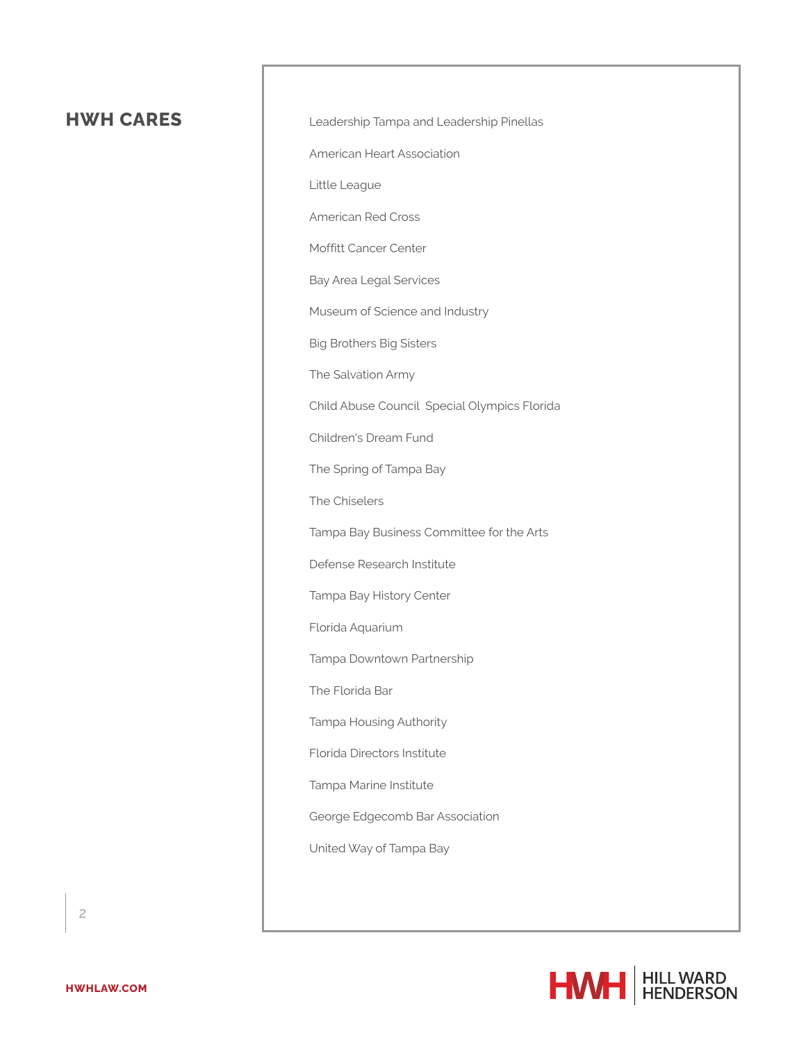## HWH CARES

Leadership Tampa and Leadership Pinellas

American Heart Association

Little League

American Red Cross

Moffitt Cancer Center

Bay Area Legal Services

Museum of Science and Industry

Big Brothers Big Sisters

The Salvation Army

Child Abuse Council  Special Olympics Florida

Children's Dream Fund

The Spring of Tampa Bay

The Chiselers

Tampa Bay Business Committee for the Arts

Defense Research Institute

Tampa Bay History Center

Florida Aquarium

Tampa Downtown Partnership

The Florida Bar

Tampa Housing Authority

Florida Directors Institute

Tampa Marine Institute

George Edgecomb Bar Association

United Way of Tampa Bay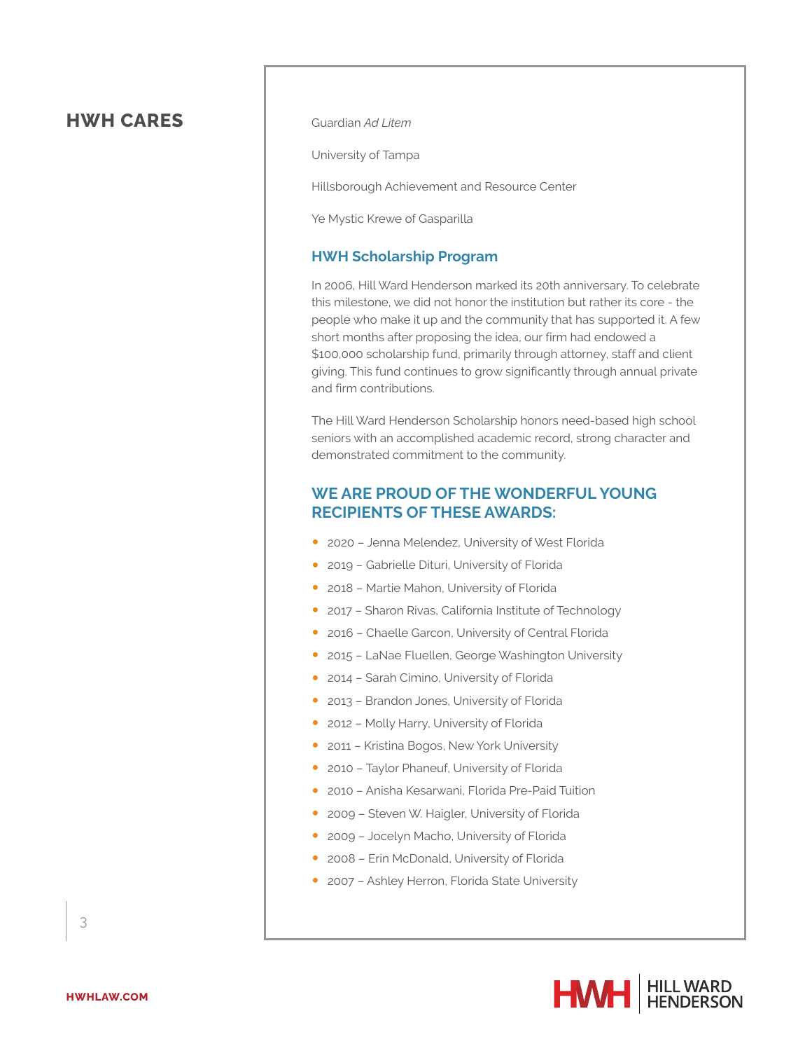## HWH CARES

Guardian *Ad Litem*

University of Tampa

Hillsborough Achievement and Resource Center

Ye Mystic Krewe of Gasparilla

### HWH Scholarship Program

In 2006, Hill Ward Henderson marked its 20th anniversary. To celebrate this milestone, we did not honor the institution but rather its core - the people who make it up and the community that has supported it. A few short months after proposing the idea, our firm had endowed a $100,000 scholarship fund, primarily through attorney, staff and client giving. This fund continues to grow significantly through annual private and firm contributions.

The Hill Ward Henderson Scholarship honors need-based high school seniors with an accomplished academic record, strong character and demonstrated commitment to the community.

### WE ARE PROUD OF THE WONDERFUL YOUNG RECIPIENTS OF THESE AWARDS:

- 2020 – Jenna Melendez, University of West Florida
- 2019 – Gabrielle Dituri, University of Florida
- 2018 – Martie Mahon, University of Florida
- 2017 – Sharon Rivas, California Institute of Technology
- 2016 – Chaelle Garcon, University of Central Florida
- 2015 – LaNae Fluellen, George Washington University
- 2014 – Sarah Cimino, University of Florida
- 2013 – Brandon Jones, University of Florida
- 2012 – Molly Harry, University of Florida
- 2011 – Kristina Bogos, New York University
- 2010 – Taylor Phaneuf, University of Florida
- 2010 – Anisha Kesarwani, Florida Pre-Paid Tuition
- 2009 – Steven W. Haigler, University of Florida
- 2009 – Jocelyn Macho, University of Florida
- 2008 – Erin McDonald, University of Florida
- 2007 – Ashley Herron, Florida State University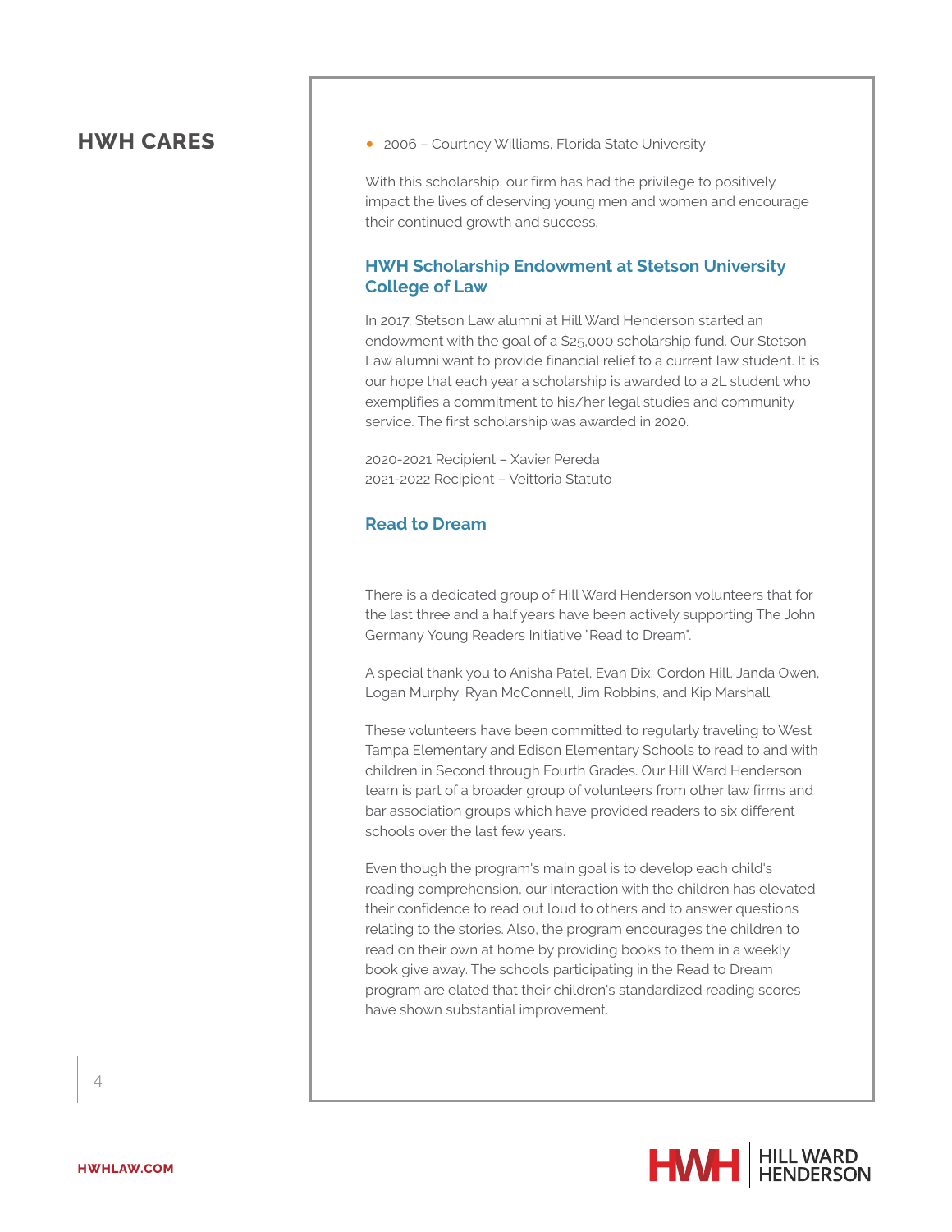## HWH CARES

- 2006 – Courtney Williams, Florida State University

With this scholarship, our firm has had the privilege to positively impact the lives of deserving young men and women and encourage their continued growth and success.

### HWH Scholarship Endowment at Stetson University College of Law

In 2017, Stetson Law alumni at Hill Ward Henderson started an endowment with the goal of a $25,000 scholarship fund. Our Stetson Law alumni want to provide financial relief to a current law student. It is our hope that each year a scholarship is awarded to a 2L student who exemplifies a commitment to his/her legal studies and community service. The first scholarship was awarded in 2020.

2020-2021 Recipient – Xavier Pereda
2021-2022 Recipient – Veittoria Statuto

### Read to Dream

There is a dedicated group of Hill Ward Henderson volunteers that for the last three and a half years have been actively supporting The John Germany Young Readers Initiative "Read to Dream".

A special thank you to Anisha Patel, Evan Dix, Gordon Hill, Janda Owen, Logan Murphy, Ryan McConnell, Jim Robbins, and Kip Marshall.

These volunteers have been committed to regularly traveling to West Tampa Elementary and Edison Elementary Schools to read to and with children in Second through Fourth Grades. Our Hill Ward Henderson team is part of a broader group of volunteers from other law firms and bar association groups which have provided readers to six different schools over the last few years.

Even though the program's main goal is to develop each child's reading comprehension, our interaction with the children has elevated their confidence to read out loud to others and to answer questions relating to the stories. Also, the program encourages the children to read on their own at home by providing books to them in a weekly book give away. The schools participating in the Read to Dream program are elated that their children's standardized reading scores have shown substantial improvement.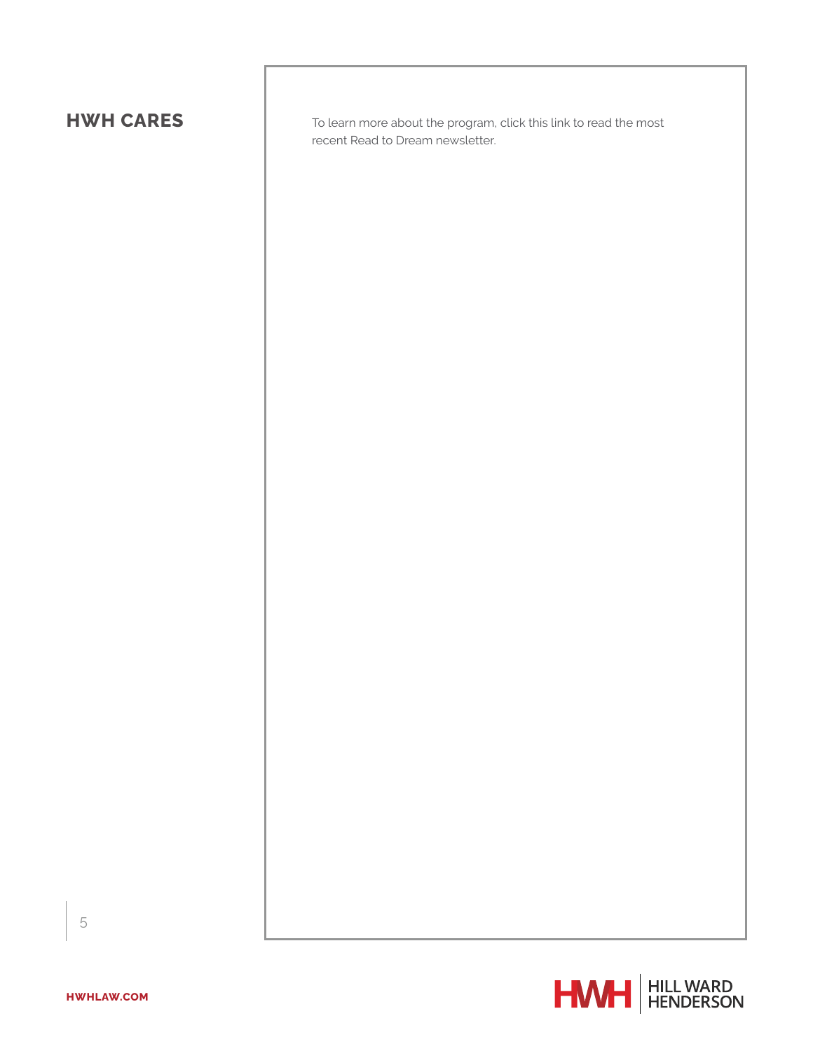## HWH CARES

To learn more about the program, click this link to read the most recent Read to Dream newsletter.